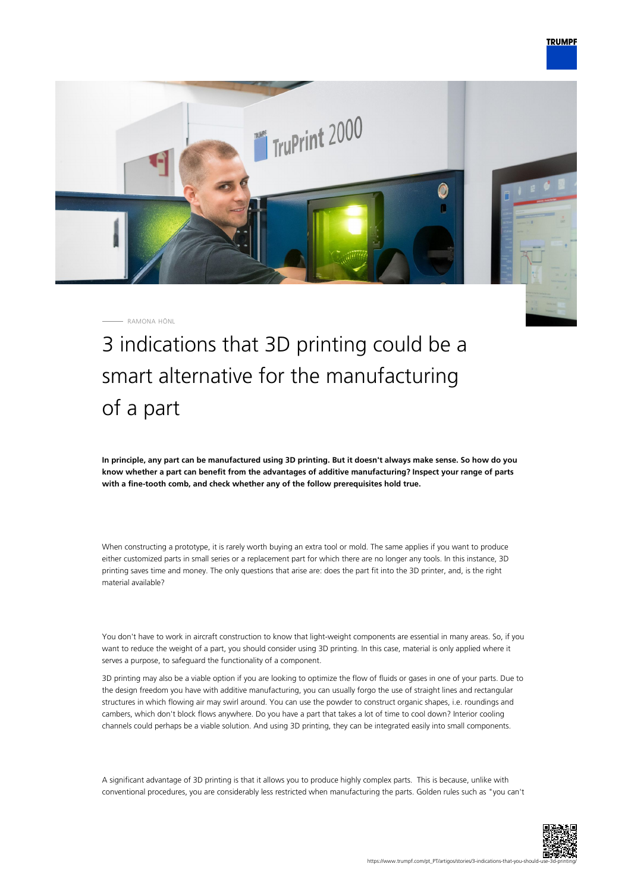RAMONA HÖNL

# 3 indications that 3D printing could be a smart alternative for the manufacturing of a part

**In principle, any part can be manufactured using 3D printing. But it doesn't always make sense. So how do you know whether a part can benefit from the advantages of additive manufacturing? Inspect your range of parts with a fine-tooth comb, and check whether any of the follow prerequisites hold true.**

When constructing a prototype, it is rarely worth buying an extra tool or mold. The same applies if you want to produce either customized parts in small series or a replacement part for which there are no longer any tools. In this instance, 3D printing saves time and money. The only questions that arise are: does the part fit into the 3D printer, and, is the right material available?

You don't have to work in aircraft construction to know that light-weight components are essential in many areas. So, if you want to reduce the weight of a part, you should consider using 3D printing. In this case, material is only applied where it serves a purpose, to safeguard the functionality of a component.

3D printing may also be a viable option if you are looking to optimize the flow of fluids or gases in one of your parts. Due to the design freedom you have with additive manufacturing, you can usually forgo the use of straight lines and rectangular structures in which flowing air may swirl around. You can use the powder to construct organic shapes, i.e. roundings and cambers, which don't block flows anywhere. Do you have a part that takes a lot of time to cool down? Interior cooling channels could perhaps be a viable solution. And using 3D printing, they can be integrated easily into small components.

A significant advantage of 3D printing is that it allows you to produce highly complex parts. This is because, unlike with conventional procedures, you are considerably less restricted when manufacturing the parts. Golden rules such as "you can't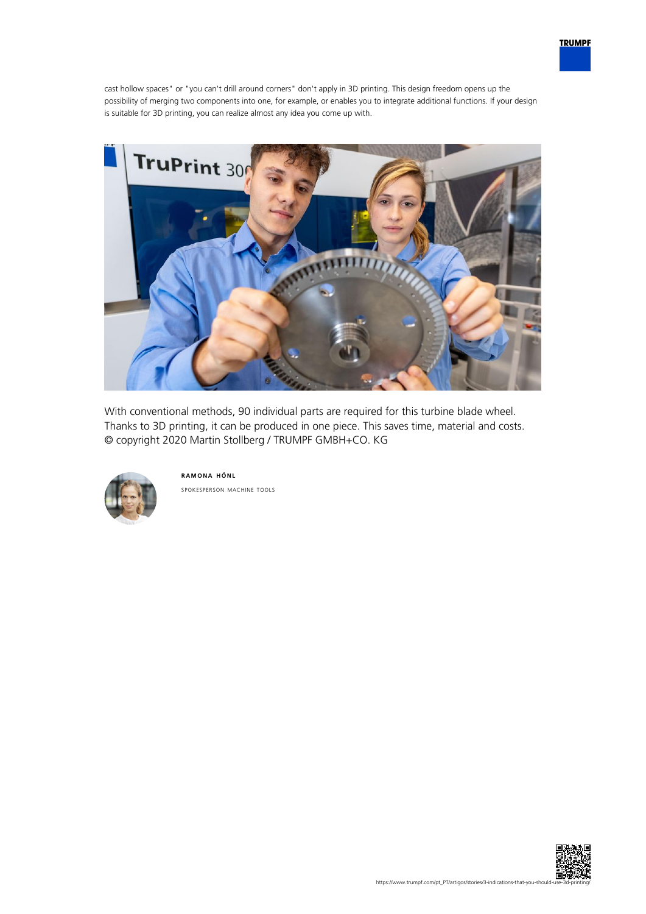cast hollow spaces" or "you can't drill around corners" don't apply in 3D printing. This design freedom opens up the possibility of merging two components into one, for example, or enables you to integrate additional functions. If your design is suitable for 3D printing, you can realize almost any idea you come up with.

With conventional methods, 90 individual parts are required for this turbine blade wheel. Thanks to 3D printing, it can be produced in one piece. This saves time, material and costs. © copyright 2020 Martin Stollberg / TRUMPF GMBH+CO. KG

**RAMONA HÖNL**

SPOKESPERSON MACHINE TOOLS

https://www.trumpf.com/pt_PT/artigos/stories/3-indications-that-you-should-use-3d-printing/